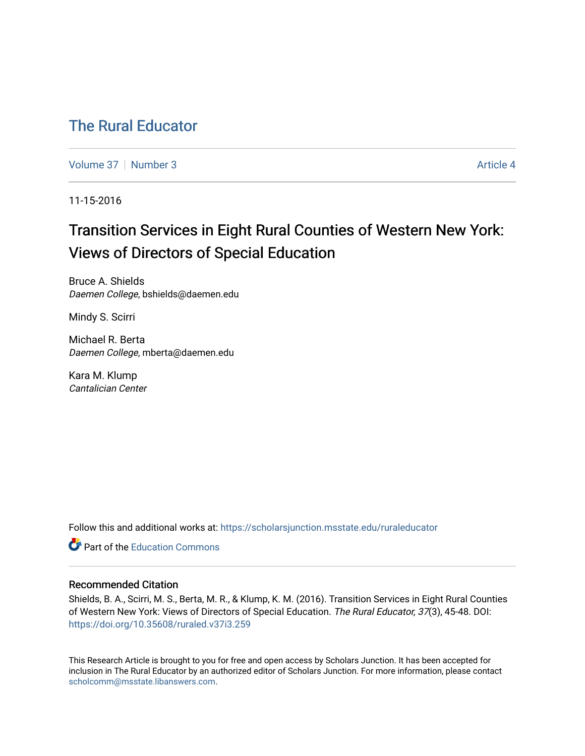# The Rural Educator

Volume 37 | Number 3 | Article 4

11-15-2016

## Transition Services in Eight Rural Counties of Western New York: Views of Directors of Special Education

Bruce A. Shields
*Daemen College*, bshields@daemen.edu

Mindy S. Scirri

Michael R. Berta
*Daemen College*, mberta@daemen.edu

Kara M. Klump
*Cantalician Center*

Follow this and additional works at: https://scholarsjunction.msstate.edu/ruraleducator

Part of the Education Commons

### Recommended Citation

Shields, B. A., Scirri, M. S., Berta, M. R., & Klump, K. M. (2016). Transition Services in Eight Rural Counties of Western New York: Views of Directors of Special Education. *The Rural Educator, 37*(3), 45-48. DOI: https://doi.org/10.35608/ruraled.v37i3.259

This Research Article is brought to you for free and open access by Scholars Junction. It has been accepted for inclusion in The Rural Educator by an authorized editor of Scholars Junction. For more information, please contact scholcomm@msstate.libanswers.com.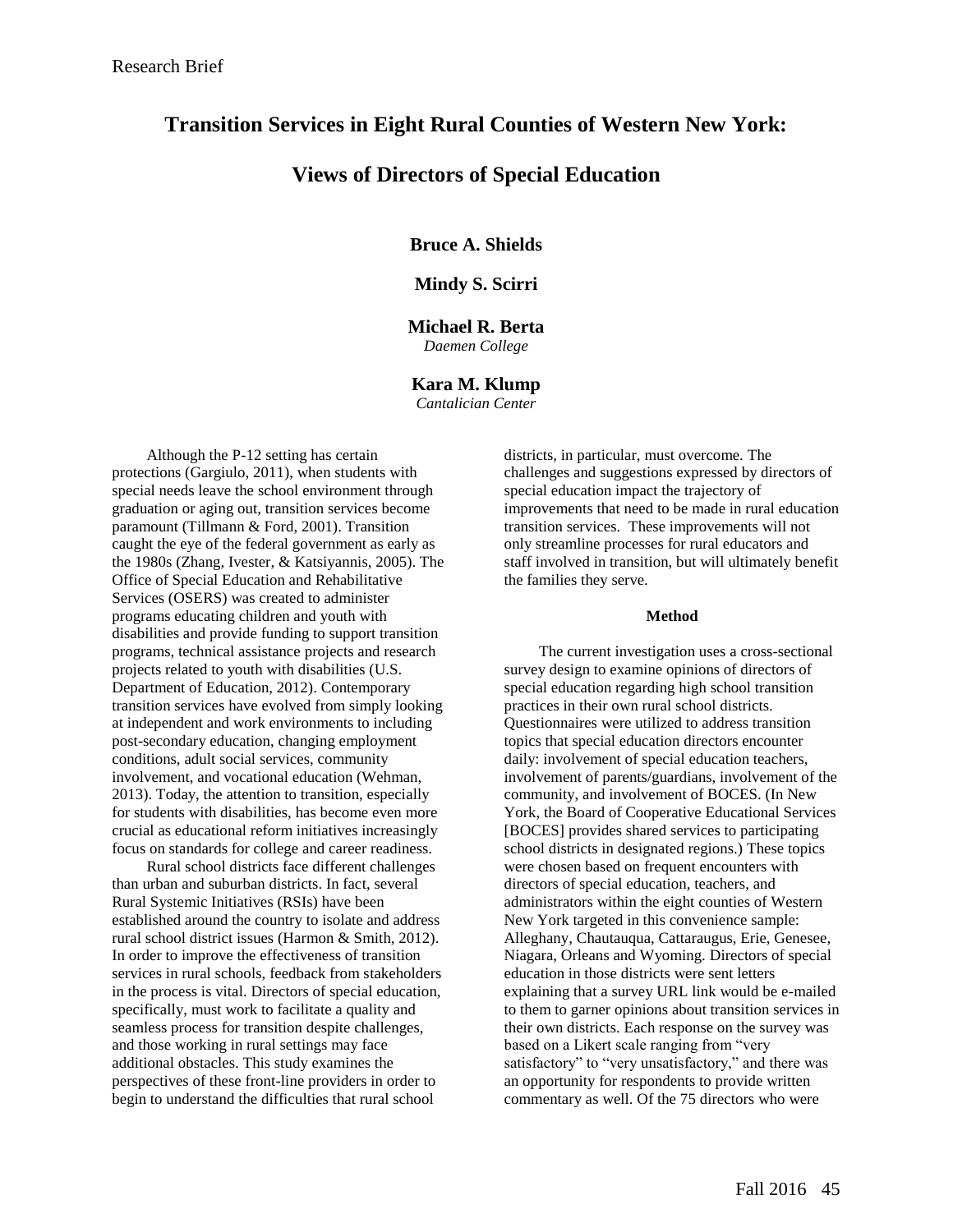Research Brief

# Transition Services in Eight Rural Counties of Western New York: Views of Directors of Special Education

**Bruce A. Shields**

**Mindy S. Scirri**

**Michael R. Berta**
*Daemen College*

**Kara M. Klump**
*Cantalician Center*

Although the P-12 setting has certain protections (Gargiulo, 2011), when students with special needs leave the school environment through graduation or aging out, transition services become paramount (Tillmann & Ford, 2001). Transition caught the eye of the federal government as early as the 1980s (Zhang, Ivester, & Katsiyannis, 2005). The Office of Special Education and Rehabilitative Services (OSERS) was created to administer programs educating children and youth with disabilities and provide funding to support transition programs, technical assistance projects and research projects related to youth with disabilities (U.S. Department of Education, 2012). Contemporary transition services have evolved from simply looking at independent and work environments to including post-secondary education, changing employment conditions, adult social services, community involvement, and vocational education (Wehman, 2013). Today, the attention to transition, especially for students with disabilities, has become even more crucial as educational reform initiatives increasingly focus on standards for college and career readiness.

Rural school districts face different challenges than urban and suburban districts. In fact, several Rural Systemic Initiatives (RSIs) have been established around the country to isolate and address rural school district issues (Harmon & Smith, 2012). In order to improve the effectiveness of transition services in rural schools, feedback from stakeholders in the process is vital. Directors of special education, specifically, must work to facilitate a quality and seamless process for transition despite challenges, and those working in rural settings may face additional obstacles. This study examines the perspectives of these front-line providers in order to begin to understand the difficulties that rural school districts, in particular, must overcome. The challenges and suggestions expressed by directors of special education impact the trajectory of improvements that need to be made in rural education transition services. These improvements will not only streamline processes for rural educators and staff involved in transition, but will ultimately benefit the families they serve.

## Method

The current investigation uses a cross-sectional survey design to examine opinions of directors of special education regarding high school transition practices in their own rural school districts. Questionnaires were utilized to address transition topics that special education directors encounter daily: involvement of special education teachers, involvement of parents/guardians, involvement of the community, and involvement of BOCES. (In New York, the Board of Cooperative Educational Services [BOCES] provides shared services to participating school districts in designated regions.) These topics were chosen based on frequent encounters with directors of special education, teachers, and administrators within the eight counties of Western New York targeted in this convenience sample: Alleghany, Chautauqua, Cattaraugus, Erie, Genesee, Niagara, Orleans and Wyoming. Directors of special education in those districts were sent letters explaining that a survey URL link would be e-mailed to them to garner opinions about transition services in their own districts. Each response on the survey was based on a Likert scale ranging from "very satisfactory" to "very unsatisfactory," and there was an opportunity for respondents to provide written commentary as well. Of the 75 directors who were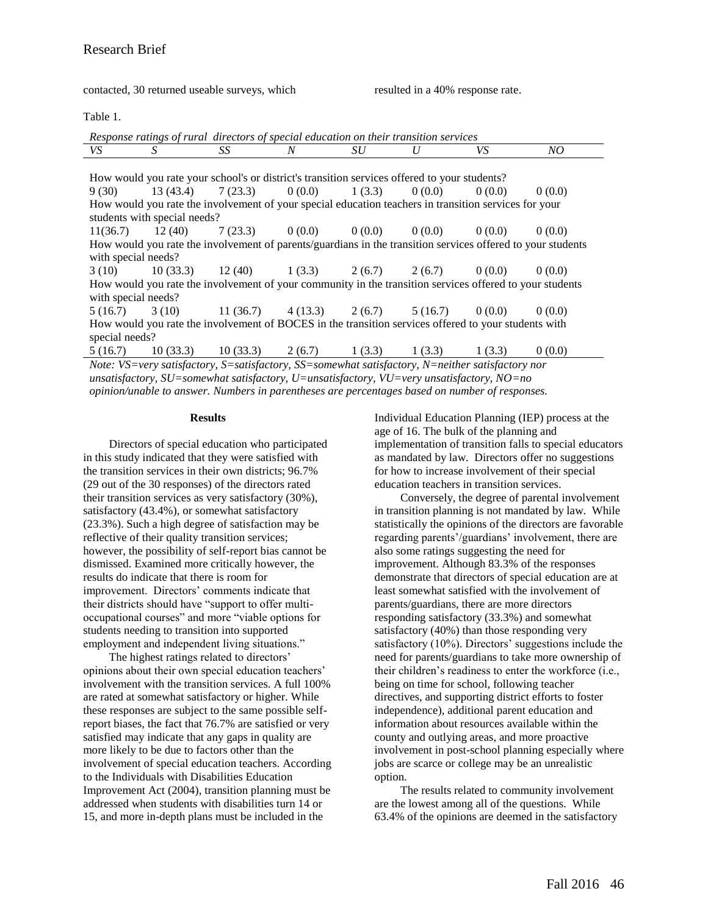contacted, 30 returned useable surveys, which resulted in a 40% response rate.

Table 1.

*Response ratings of rural directors of special education on their transition services*

| *VS* | *S* | *SS* | *N* | *SU* | *U* | *VS* | *NO* |
|---|---|---|---|---|---|---|---|
| How would you rate your school's or district's transition services offered to your students? | | | | | | | |
| 9 (30) | 13 (43.4) | 7 (23.3) | 0 (0.0) | 1 (3.3) | 0 (0.0) | 0 (0.0) | 0 (0.0) |
| How would you rate the involvement of your special education teachers in transition services for your students with special needs? | | | | | | | |
| 11(36.7) | 12 (40) | 7 (23.3) | 0 (0.0) | 0 (0.0) | 0 (0.0) | 0 (0.0) | 0 (0.0) |
| How would you rate the involvement of parents/guardians in the transition services offered to your students with special needs? | | | | | | | |
| 3 (10) | 10 (33.3) | 12 (40) | 1 (3.3) | 2 (6.7) | 2 (6.7) | 0 (0.0) | 0 (0.0) |
| How would you rate the involvement of your community in the transition services offered to your students with special needs? | | | | | | | |
| 5 (16.7) | 3 (10) | 11 (36.7) | 4 (13.3) | 2 (6.7) | 5 (16.7) | 0 (0.0) | 0 (0.0) |
| How would you rate the involvement of BOCES in the transition services offered to your students with special needs? | | | | | | | |
| 5 (16.7) | 10 (33.3) | 10 (33.3) | 2 (6.7) | 1 (3.3) | 1 (3.3) | 1 (3.3) | 0 (0.0) |

*Note: VS=very satisfactory, S=satisfactory, SS=somewhat satisfactory, N=neither satisfactory nor unsatisfactory, SU=somewhat satisfactory, U=unsatisfactory, VU=very unsatisfactory, NO=no opinion/unable to answer. Numbers in parentheses are percentages based on number of responses.*

**Results**

Directors of special education who participated in this study indicated that they were satisfied with the transition services in their own districts; 96.7% (29 out of the 30 responses) of the directors rated their transition services as very satisfactory (30%), satisfactory (43.4%), or somewhat satisfactory (23.3%). Such a high degree of satisfaction may be reflective of their quality transition services; however, the possibility of self-report bias cannot be dismissed. Examined more critically however, the results do indicate that there is room for improvement. Directors' comments indicate that their districts should have "support to offer multi-occupational courses" and more "viable options for students needing to transition into supported employment and independent living situations."

The highest ratings related to directors' opinions about their own special education teachers' involvement with the transition services. A full 100% are rated at somewhat satisfactory or higher. While these responses are subject to the same possible self-report biases, the fact that 76.7% are satisfied or very satisfied may indicate that any gaps in quality are more likely to be due to factors other than the involvement of special education teachers. According to the Individuals with Disabilities Education Improvement Act (2004), transition planning must be addressed when students with disabilities turn 14 or 15, and more in-depth plans must be included in the Individual Education Planning (IEP) process at the age of 16. The bulk of the planning and implementation of transition falls to special educators as mandated by law. Directors offer no suggestions for how to increase involvement of their special education teachers in transition services.

Conversely, the degree of parental involvement in transition planning is not mandated by law. While statistically the opinions of the directors are favorable regarding parents'/guardians' involvement, there are also some ratings suggesting the need for improvement. Although 83.3% of the responses demonstrate that directors of special education are at least somewhat satisfied with the involvement of parents/guardians, there are more directors responding satisfactory (33.3%) and somewhat satisfactory (40%) than those responding very satisfactory (10%). Directors' suggestions include the need for parents/guardians to take more ownership of their children's readiness to enter the workforce (i.e., being on time for school, following teacher directives, and supporting district efforts to foster independence), additional parent education and information about resources available within the county and outlying areas, and more proactive involvement in post-school planning especially where jobs are scarce or college may be an unrealistic option.

The results related to community involvement are the lowest among all of the questions. While 63.4% of the opinions are deemed in the satisfactory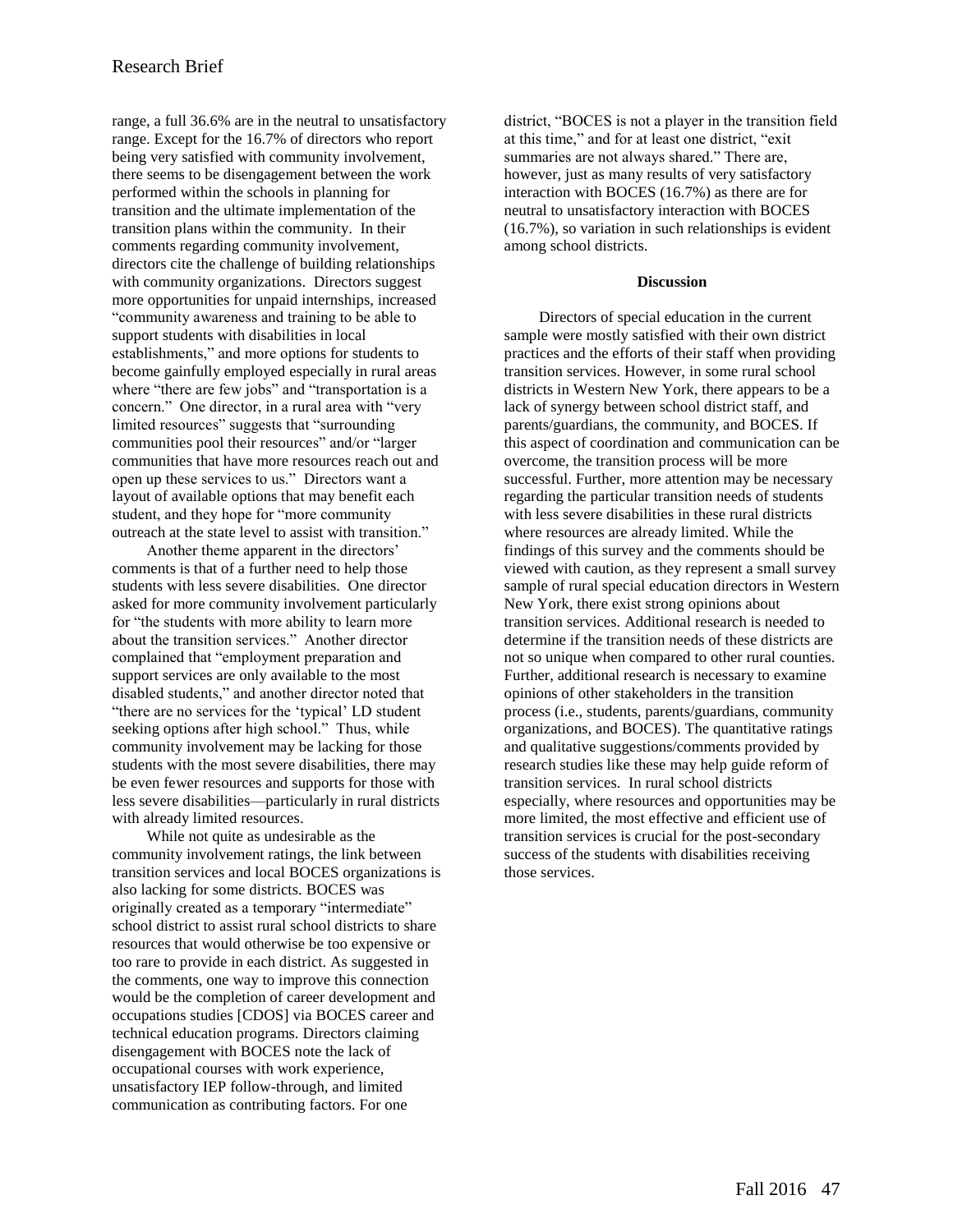range, a full 36.6% are in the neutral to unsatisfactory range. Except for the 16.7% of directors who report being very satisfied with community involvement, there seems to be disengagement between the work performed within the schools in planning for transition and the ultimate implementation of the transition plans within the community. In their comments regarding community involvement, directors cite the challenge of building relationships with community organizations. Directors suggest more opportunities for unpaid internships, increased "community awareness and training to be able to support students with disabilities in local establishments," and more options for students to become gainfully employed especially in rural areas where "there are few jobs" and "transportation is a concern." One director, in a rural area with "very limited resources" suggests that "surrounding communities pool their resources" and/or "larger communities that have more resources reach out and open up these services to us." Directors want a layout of available options that may benefit each student, and they hope for "more community outreach at the state level to assist with transition."

Another theme apparent in the directors' comments is that of a further need to help those students with less severe disabilities. One director asked for more community involvement particularly for "the students with more ability to learn more about the transition services." Another director complained that "employment preparation and support services are only available to the most disabled students," and another director noted that "there are no services for the 'typical' LD student seeking options after high school." Thus, while community involvement may be lacking for those students with the most severe disabilities, there may be even fewer resources and supports for those with less severe disabilities—particularly in rural districts with already limited resources.

While not quite as undesirable as the community involvement ratings, the link between transition services and local BOCES organizations is also lacking for some districts. BOCES was originally created as a temporary "intermediate" school district to assist rural school districts to share resources that would otherwise be too expensive or too rare to provide in each district. As suggested in the comments, one way to improve this connection would be the completion of career development and occupations studies [CDOS] via BOCES career and technical education programs. Directors claiming disengagement with BOCES note the lack of occupational courses with work experience, unsatisfactory IEP follow-through, and limited communication as contributing factors. For one district, "BOCES is not a player in the transition field at this time," and for at least one district, "exit summaries are not always shared." There are, however, just as many results of very satisfactory interaction with BOCES (16.7%) as there are for neutral to unsatisfactory interaction with BOCES (16.7%), so variation in such relationships is evident among school districts.

## Discussion

Directors of special education in the current sample were mostly satisfied with their own district practices and the efforts of their staff when providing transition services. However, in some rural school districts in Western New York, there appears to be a lack of synergy between school district staff, and parents/guardians, the community, and BOCES. If this aspect of coordination and communication can be overcome, the transition process will be more successful. Further, more attention may be necessary regarding the particular transition needs of students with less severe disabilities in these rural districts where resources are already limited. While the findings of this survey and the comments should be viewed with caution, as they represent a small survey sample of rural special education directors in Western New York, there exist strong opinions about transition services. Additional research is needed to determine if the transition needs of these districts are not so unique when compared to other rural counties. Further, additional research is necessary to examine opinions of other stakeholders in the transition process (i.e., students, parents/guardians, community organizations, and BOCES). The quantitative ratings and qualitative suggestions/comments provided by research studies like these may help guide reform of transition services. In rural school districts especially, where resources and opportunities may be more limited, the most effective and efficient use of transition services is crucial for the post-secondary success of the students with disabilities receiving those services.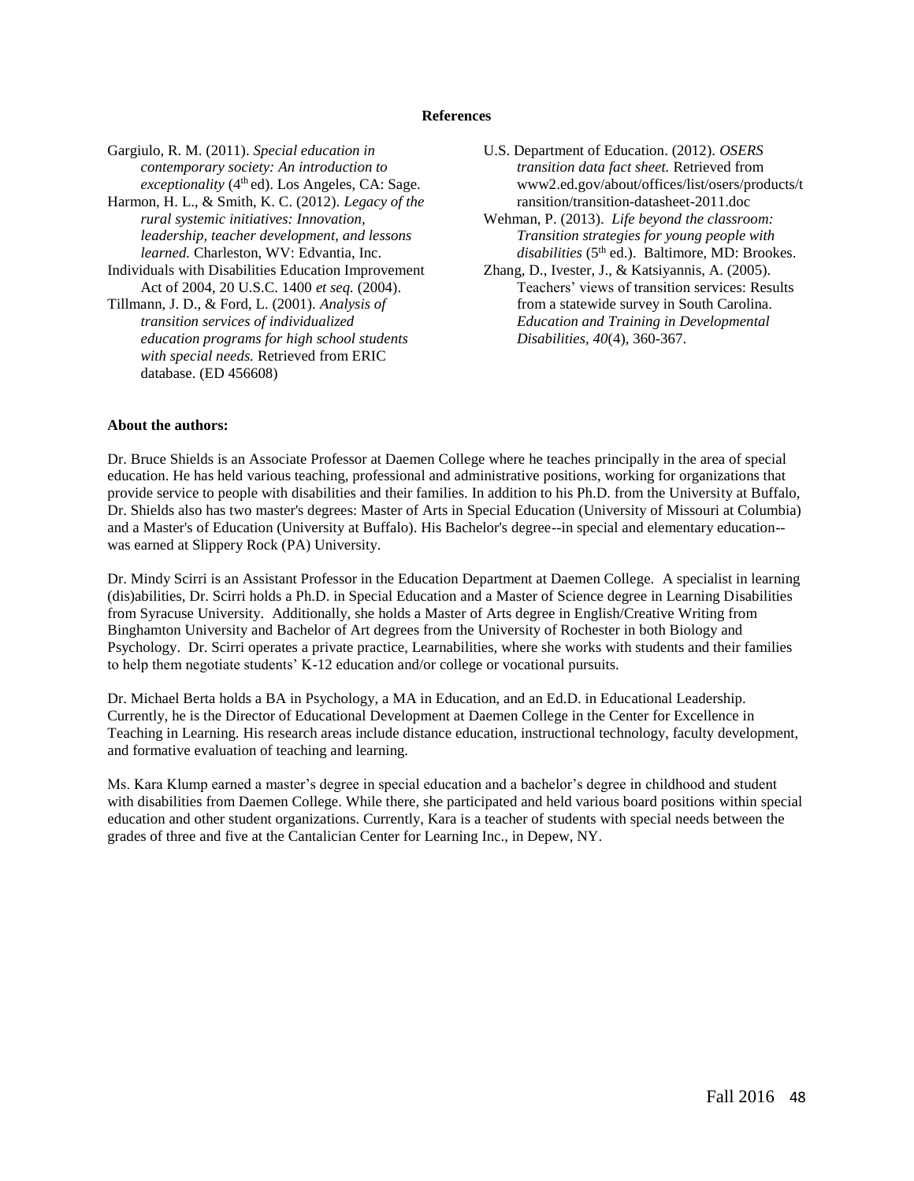**References**

Gargiulo, R. M. (2011). *Special education in contemporary society: An introduction to exceptionality* (4th ed). Los Angeles, CA: Sage.

Harmon, H. L., & Smith, K. C. (2012). *Legacy of the rural systemic initiatives: Innovation, leadership, teacher development, and lessons learned.* Charleston, WV: Edvantia, Inc.

Individuals with Disabilities Education Improvement Act of 2004, 20 U.S.C. 1400 *et seq.* (2004).

Tillmann, J. D., & Ford, L. (2001). *Analysis of transition services of individualized education programs for high school students with special needs.* Retrieved from ERIC database. (ED 456608)

U.S. Department of Education. (2012). *OSERS transition data fact sheet.* Retrieved from www2.ed.gov/about/offices/list/osers/products/transition/transition-datasheet-2011.doc

Wehman, P. (2013). *Life beyond the classroom: Transition strategies for young people with disabilities* (5th ed.). Baltimore, MD: Brookes.

Zhang, D., Ivester, J., & Katsiyannis, A. (2005). Teachers' views of transition services: Results from a statewide survey in South Carolina. *Education and Training in Developmental Disabilities, 40*(4), 360-367.

**About the authors:**

Dr. Bruce Shields is an Associate Professor at Daemen College where he teaches principally in the area of special education. He has held various teaching, professional and administrative positions, working for organizations that provide service to people with disabilities and their families. In addition to his Ph.D. from the University at Buffalo, Dr. Shields also has two master's degrees: Master of Arts in Special Education (University of Missouri at Columbia) and a Master's of Education (University at Buffalo). His Bachelor's degree--in special and elementary education--was earned at Slippery Rock (PA) University.

Dr. Mindy Scirri is an Assistant Professor in the Education Department at Daemen College. A specialist in learning (dis)abilities, Dr. Scirri holds a Ph.D. in Special Education and a Master of Science degree in Learning Disabilities from Syracuse University. Additionally, she holds a Master of Arts degree in English/Creative Writing from Binghamton University and Bachelor of Art degrees from the University of Rochester in both Biology and Psychology. Dr. Scirri operates a private practice, Learnabilities, where she works with students and their families to help them negotiate students' K-12 education and/or college or vocational pursuits.

Dr. Michael Berta holds a BA in Psychology, a MA in Education, and an Ed.D. in Educational Leadership. Currently, he is the Director of Educational Development at Daemen College in the Center for Excellence in Teaching in Learning. His research areas include distance education, instructional technology, faculty development, and formative evaluation of teaching and learning.

Ms. Kara Klump earned a master's degree in special education and a bachelor's degree in childhood and student with disabilities from Daemen College. While there, she participated and held various board positions within special education and other student organizations. Currently, Kara is a teacher of students with special needs between the grades of three and five at the Cantalician Center for Learning Inc., in Depew, NY.